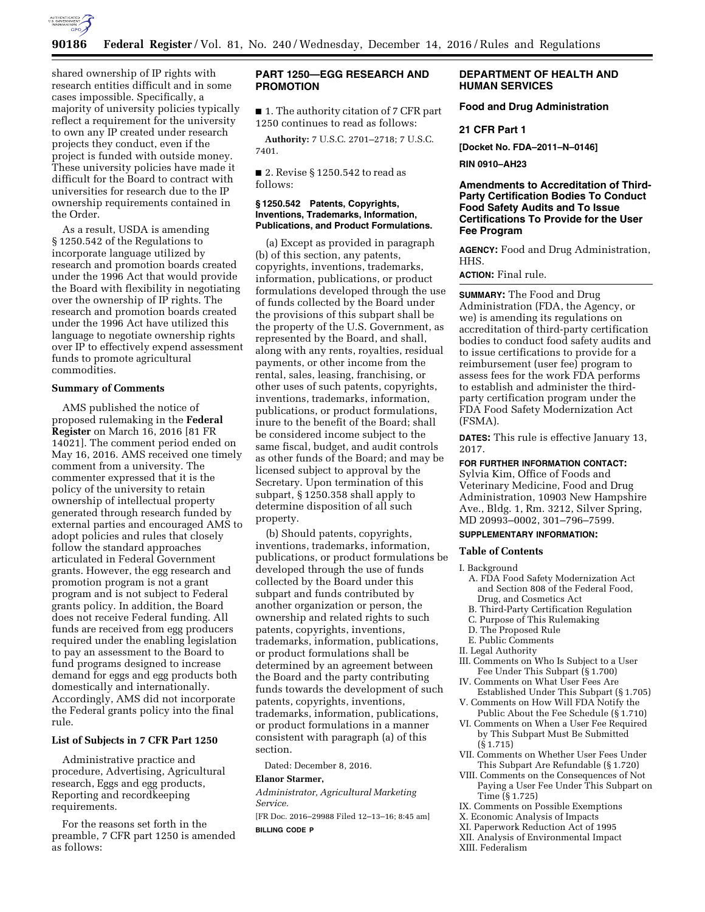shared ownership of IP rights with research entities difficult and in some cases impossible. Specifically, a majority of university policies typically reflect a requirement for the university to own any IP created under research projects they conduct, even if the project is funded with outside money. These university policies have made it difficult for the Board to contract with universities for research due to the IP ownership requirements contained in the Order.

As a result, USDA is amending § 1250.542 of the Regulations to incorporate language utilized by research and promotion boards created under the 1996 Act that would provide the Board with flexibility in negotiating over the ownership of IP rights. The research and promotion boards created under the 1996 Act have utilized this language to negotiate ownership rights over IP to effectively expend assessment funds to promote agricultural commodities.

### Summary of Comments

AMS published the notice of proposed rulemaking in the **Federal Register** on March 16, 2016 [81 FR 14021]. The comment period ended on May 16, 2016. AMS received one timely comment from a university. The commenter expressed that it is the policy of the university to retain ownership of intellectual property generated through research funded by external parties and encouraged AMS to adopt policies and rules that closely follow the standard approaches articulated in Federal Government grants. However, the egg research and promotion program is not a grant program and is not subject to Federal grants policy. In addition, the Board does not receive Federal funding. All funds are received from egg producers required under the enabling legislation to pay an assessment to the Board to fund programs designed to increase demand for eggs and egg products both domestically and internationally. Accordingly, AMS did not incorporate the Federal grants policy into the final rule.

### List of Subjects in 7 CFR Part 1250

Administrative practice and procedure, Advertising, Agricultural research, Eggs and egg products, Reporting and recordkeeping requirements.

For the reasons set forth in the preamble, 7 CFR part 1250 is amended as follows:

## PART 1250—EGG RESEARCH AND PROMOTION

■ 1. The authority citation of 7 CFR part 1250 continues to read as follows:

**Authority:** 7 U.S.C. 2701–2718; 7 U.S.C. 7401.

■ 2. Revise § 1250.542 to read as follows:

**§ 1250.542 Patents, Copyrights, Inventions, Trademarks, Information, Publications, and Product Formulations.**

(a) Except as provided in paragraph (b) of this section, any patents, copyrights, inventions, trademarks, information, publications, or product formulations developed through the use of funds collected by the Board under the provisions of this subpart shall be the property of the U.S. Government, as represented by the Board, and shall, along with any rents, royalties, residual payments, or other income from the rental, sales, leasing, franchising, or other uses of such patents, copyrights, inventions, trademarks, information, publications, or product formulations, inure to the benefit of the Board; shall be considered income subject to the same fiscal, budget, and audit controls as other funds of the Board; and may be licensed subject to approval by the Secretary. Upon termination of this subpart, § 1250.358 shall apply to determine disposition of all such property.

(b) Should patents, copyrights, inventions, trademarks, information, publications, or product formulations be developed through the use of funds collected by the Board under this subpart and funds contributed by another organization or person, the ownership and related rights to such patents, copyrights, inventions, trademarks, information, publications, or product formulations shall be determined by an agreement between the Board and the party contributing funds towards the development of such patents, copyrights, inventions, trademarks, information, publications, or product formulations in a manner consistent with paragraph (a) of this section.

Dated: December 8, 2016.

**Elanor Starmer,**

*Administrator, Agricultural Marketing Service.*

[FR Doc. 2016–29988 Filed 12–13–16; 8:45 am]

**BILLING CODE P**

## DEPARTMENT OF HEALTH AND HUMAN SERVICES

### Food and Drug Administration

### 21 CFR Part 1

**[Docket No. FDA–2011–N–0146]**

**RIN 0910–AH23**

## Amendments to Accreditation of Third-Party Certification Bodies To Conduct Food Safety Audits and To Issue Certifications To Provide for the User Fee Program

**AGENCY:** Food and Drug Administration, HHS.

**ACTION:** Final rule.

**SUMMARY:** The Food and Drug Administration (FDA, the Agency, or we) is amending its regulations on accreditation of third-party certification bodies to conduct food safety audits and to issue certifications to provide for a reimbursement (user fee) program to assess fees for the work FDA performs to establish and administer the third-party certification program under the FDA Food Safety Modernization Act (FSMA).

**DATES:** This rule is effective January 13, 2017.

**FOR FURTHER INFORMATION CONTACT:** Sylvia Kim, Office of Foods and Veterinary Medicine, Food and Drug Administration, 10903 New Hampshire Ave., Bldg. 1, Rm. 3212, Silver Spring, MD 20993–0002, 301–796–7599.

**SUPPLEMENTARY INFORMATION:**

### Table of Contents

I. Background
- A. FDA Food Safety Modernization Act and Section 808 of the Federal Food, Drug, and Cosmetics Act
- B. Third-Party Certification Regulation
- C. Purpose of This Rulemaking
- D. The Proposed Rule
- E. Public Comments

II. Legal Authority
III. Comments on Who Is Subject to a User Fee Under This Subpart (§ 1.700)
IV. Comments on What User Fees Are Established Under This Subpart (§ 1.705)
V. Comments on How Will FDA Notify the Public About the Fee Schedule (§ 1.710)
VI. Comments on When a User Fee Required by This Subpart Must Be Submitted (§ 1.715)
VII. Comments on Whether User Fees Under This Subpart Are Refundable (§ 1.720)
VIII. Comments on the Consequences of Not Paying a User Fee Under This Subpart on Time (§ 1.725)
IX. Comments on Possible Exemptions
X. Economic Analysis of Impacts
XI. Paperwork Reduction Act of 1995
XII. Analysis of Environmental Impact
XIII. Federalism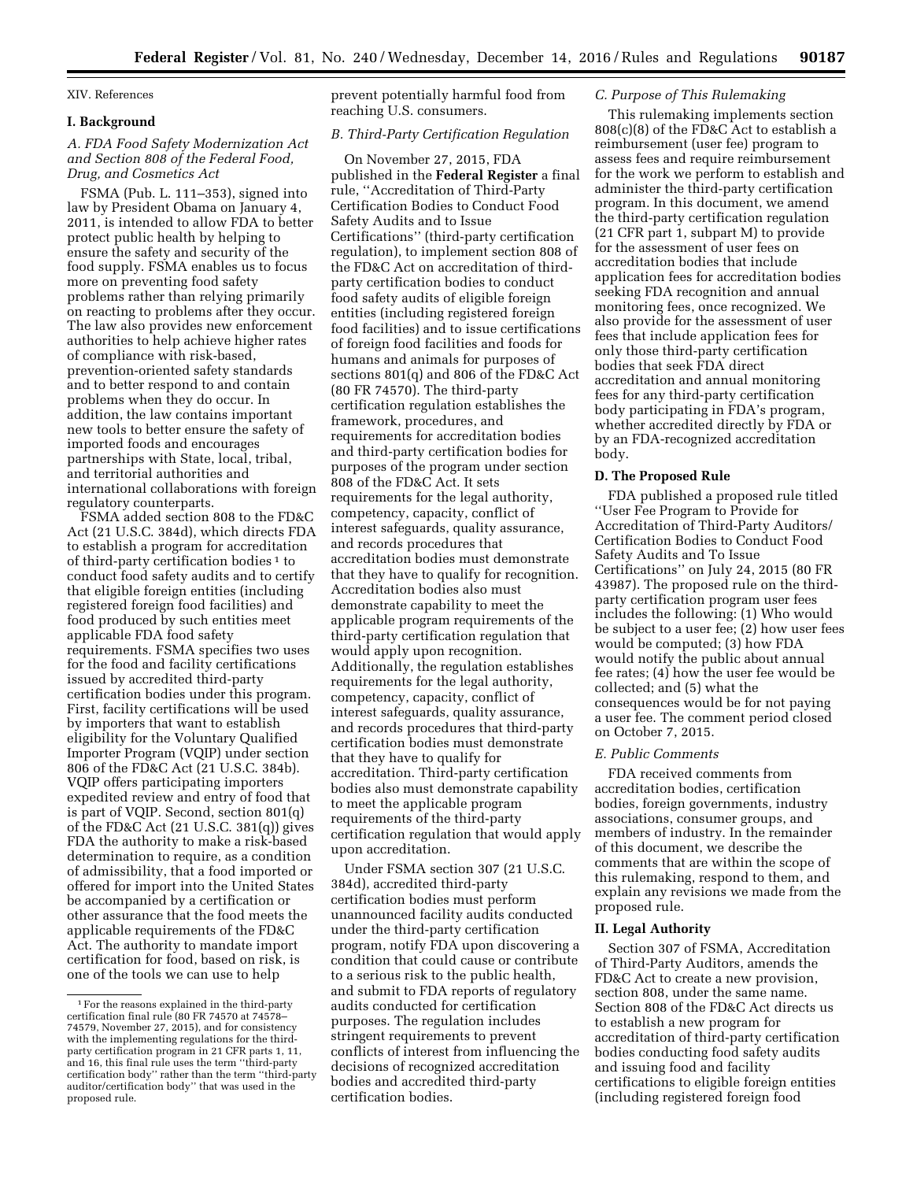XIV. References

## I. Background

### *A. FDA Food Safety Modernization Act and Section 808 of the Federal Food, Drug, and Cosmetics Act*

FSMA (Pub. L. 111–353), signed into law by President Obama on January 4, 2011, is intended to allow FDA to better protect public health by helping to ensure the safety and security of the food supply. FSMA enables us to focus more on preventing food safety problems rather than relying primarily on reacting to problems after they occur. The law also provides new enforcement authorities to help achieve higher rates of compliance with risk-based, prevention-oriented safety standards and to better respond to and contain problems when they do occur. In addition, the law contains important new tools to better ensure the safety of imported foods and encourages partnerships with State, local, tribal, and territorial authorities and international collaborations with foreign regulatory counterparts.

FSMA added section 808 to the FD&C Act (21 U.S.C. 384d), which directs FDA to establish a program for accreditation of third-party certification bodies [1] to conduct food safety audits and to certify that eligible foreign entities (including registered foreign food facilities) and food produced by such entities meet applicable FDA food safety requirements. FSMA specifies two uses for the food and facility certifications issued by accredited third-party certification bodies under this program. First, facility certifications will be used by importers that want to establish eligibility for the Voluntary Qualified Importer Program (VQIP) under section 806 of the FD&C Act (21 U.S.C. 384b). VQIP offers participating importers expedited review and entry of food that is part of VQIP. Second, section 801(q) of the FD&C Act (21 U.S.C. 381(q)) gives FDA the authority to make a risk-based determination to require, as a condition of admissibility, that a food imported or offered for import into the United States be accompanied by a certification or other assurance that the food meets the applicable requirements of the FD&C Act. The authority to mandate import certification for food, based on risk, is one of the tools we can use to help prevent potentially harmful food from reaching U.S. consumers.

### *B. Third-Party Certification Regulation*

On November 27, 2015, FDA published in the **Federal Register** a final rule, ''Accreditation of Third-Party Certification Bodies to Conduct Food Safety Audits and to Issue Certifications'' (third-party certification regulation), to implement section 808 of the FD&C Act on accreditation of third-party certification bodies to conduct food safety audits of eligible foreign entities (including registered foreign food facilities) and to issue certifications of foreign food facilities and foods for humans and animals for purposes of sections 801(q) and 806 of the FD&C Act (80 FR 74570). The third-party certification regulation establishes the framework, procedures, and requirements for accreditation bodies and third-party certification bodies for purposes of the program under section 808 of the FD&C Act. It sets requirements for the legal authority, competency, capacity, conflict of interest safeguards, quality assurance, and records procedures that accreditation bodies must demonstrate that they have to qualify for recognition. Accreditation bodies also must demonstrate capability to meet the applicable program requirements of the third-party certification regulation that would apply upon recognition. Additionally, the regulation establishes requirements for the legal authority, competency, capacity, conflict of interest safeguards, quality assurance, and records procedures that third-party certification bodies must demonstrate that they have to qualify for accreditation. Third-party certification bodies also must demonstrate capability to meet the applicable program requirements of the third-party certification regulation that would apply upon accreditation.

Under FSMA section 307 (21 U.S.C. 384d), accredited third-party certification bodies must perform unannounced facility audits conducted under the third-party certification program, notify FDA upon discovering a condition that could cause or contribute to a serious risk to the public health, and submit to FDA reports of regulatory audits conducted for certification purposes. The regulation includes stringent requirements to prevent conflicts of interest from influencing the decisions of recognized accreditation bodies and accredited third-party certification bodies.

### *C. Purpose of This Rulemaking*

This rulemaking implements section 808(c)(8) of the FD&C Act to establish a reimbursement (user fee) program to assess fees and require reimbursement for the work we perform to establish and administer the third-party certification program. In this document, we amend the third-party certification regulation (21 CFR part 1, subpart M) to provide for the assessment of user fees on accreditation bodies that include application fees for accreditation bodies seeking FDA recognition and annual monitoring fees, once recognized. We also provide for the assessment of user fees that include application fees for only those third-party certification bodies that seek FDA direct accreditation and annual monitoring fees for any third-party certification body participating in FDA's program, whether accredited directly by FDA or by an FDA-recognized accreditation body.

### D. The Proposed Rule

FDA published a proposed rule titled ''User Fee Program to Provide for Accreditation of Third-Party Auditors/Certification Bodies to Conduct Food Safety Audits and To Issue Certifications'' on July 24, 2015 (80 FR 43987). The proposed rule on the third-party certification program user fees includes the following: (1) Who would be subject to a user fee; (2) how user fees would be computed; (3) how FDA would notify the public about annual fee rates; (4) how the user fee would be collected; and (5) what the consequences would be for not paying a user fee. The comment period closed on October 7, 2015.

### *E. Public Comments*

FDA received comments from accreditation bodies, certification bodies, foreign governments, industry associations, consumer groups, and members of industry. In the remainder of this document, we describe the comments that are within the scope of this rulemaking, respond to them, and explain any revisions we made from the proposed rule.

## II. Legal Authority

Section 307 of FSMA, Accreditation of Third-Party Auditors, amends the FD&C Act to create a new provision, section 808, under the same name. Section 808 of the FD&C Act directs us to establish a new program for accreditation of third-party certification bodies conducting food safety audits and issuing food and facility certifications to eligible foreign entities (including registered foreign food

[1] For the reasons explained in the third-party certification final rule (80 FR 74570 at 74578–74579, November 27, 2015), and for consistency with the implementing regulations for the third-party certification program in 21 CFR parts 1, 11, and 16, this final rule uses the term ''third-party certification body'' rather than the term ''third-party auditor/certification body'' that was used in the proposed rule.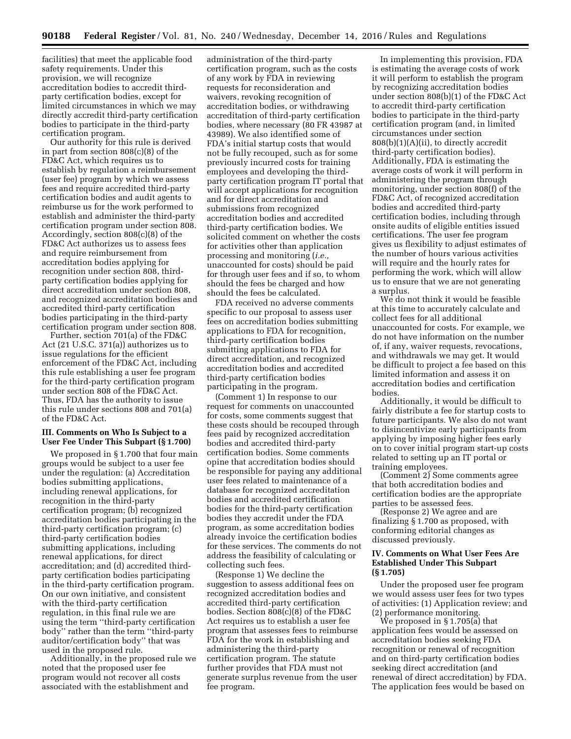facilities) that meet the applicable food safety requirements. Under this provision, we will recognize accreditation bodies to accredit third-party certification bodies, except for limited circumstances in which we may directly accredit third-party certification bodies to participate in the third-party certification program.

Our authority for this rule is derived in part from section 808(c)(8) of the FD&C Act, which requires us to establish by regulation a reimbursement (user fee) program by which we assess fees and require accredited third-party certification bodies and audit agents to reimburse us for the work performed to establish and administer the third-party certification program under section 808. Accordingly, section 808(c)(8) of the FD&C Act authorizes us to assess fees and require reimbursement from accreditation bodies applying for recognition under section 808, third-party certification bodies applying for direct accreditation under section 808, and recognized accreditation bodies and accredited third-party certification bodies participating in the third-party certification program under section 808.

Further, section 701(a) of the FD&C Act (21 U.S.C. 371(a)) authorizes us to issue regulations for the efficient enforcement of the FD&C Act, including this rule establishing a user fee program for the third-party certification program under section 808 of the FD&C Act. Thus, FDA has the authority to issue this rule under sections 808 and 701(a) of the FD&C Act.

## III. Comments on Who Is Subject to a User Fee Under This Subpart (§ 1.700)

We proposed in § 1.700 that four main groups would be subject to a user fee under the regulation: (a) Accreditation bodies submitting applications, including renewal applications, for recognition in the third-party certification program; (b) recognized accreditation bodies participating in the third-party certification program; (c) third-party certification bodies submitting applications, including renewal applications, for direct accreditation; and (d) accredited third-party certification bodies participating in the third-party certification program. On our own initiative, and consistent with the third-party certification regulation, in this final rule we are using the term ''third-party certification body'' rather than the term ''third-party auditor/certification body'' that was used in the proposed rule.

Additionally, in the proposed rule we noted that the proposed user fee program would not recover all costs associated with the establishment and administration of the third-party certification program, such as the costs of any work by FDA in reviewing requests for reconsideration and waivers, revoking recognition of accreditation bodies, or withdrawing accreditation of third-party certification bodies, where necessary (80 FR 43987 at 43989). We also identified some of FDA's initial startup costs that would not be fully recouped, such as for some previously incurred costs for training employees and developing the third-party certification program IT portal that will accept applications for recognition and for direct accreditation and submissions from recognized accreditation bodies and accredited third-party certification bodies. We solicited comment on whether the costs for activities other than application processing and monitoring (*i.e.,* unaccounted for costs) should be paid for through user fees and if so, to whom should the fees be charged and how should the fees be calculated.

FDA received no adverse comments specific to our proposal to assess user fees on accreditation bodies submitting applications to FDA for recognition, third-party certification bodies submitting applications to FDA for direct accreditation, and recognized accreditation bodies and accredited third-party certification bodies participating in the program.

(Comment 1) In response to our request for comments on unaccounted for costs, some comments suggest that these costs should be recouped through fees paid by recognized accreditation bodies and accredited third-party certification bodies. Some comments opine that accreditation bodies should be responsible for paying any additional user fees related to maintenance of a database for recognized accreditation bodies and accredited certification bodies for the third-party certification bodies they accredit under the FDA program, as some accreditation bodies already invoice the certification bodies for these services. The comments do not address the feasibility of calculating or collecting such fees.

(Response 1) We decline the suggestion to assess additional fees on recognized accreditation bodies and accredited third-party certification bodies. Section 808(c)(8) of the FD&C Act requires us to establish a user fee program that assesses fees to reimburse FDA for the work in establishing and administering the third-party certification program. The statute further provides that FDA must not generate surplus revenue from the user fee program.

In implementing this provision, FDA is estimating the average costs of work it will perform to establish the program by recognizing accreditation bodies under section 808(b)(1) of the FD&C Act to accredit third-party certification bodies to participate in the third-party certification program (and, in limited circumstances under section 808(b)(1)(A)(ii), to directly accredit third-party certification bodies). Additionally, FDA is estimating the average costs of work it will perform in administering the program through monitoring, under section 808(f) of the FD&C Act, of recognized accreditation bodies and accredited third-party certification bodies, including through onsite audits of eligible entities issued certifications. The user fee program gives us flexibility to adjust estimates of the number of hours various activities will require and the hourly rates for performing the work, which will allow us to ensure that we are not generating a surplus.

We do not think it would be feasible at this time to accurately calculate and collect fees for all additional unaccounted for costs. For example, we do not have information on the number of, if any, waiver requests, revocations, and withdrawals we may get. It would be difficult to project a fee based on this limited information and assess it on accreditation bodies and certification bodies.

Additionally, it would be difficult to fairly distribute a fee for startup costs to future participants. We also do not want to disincentivize early participants from applying by imposing higher fees early on to cover initial program start-up costs related to setting up an IT portal or training employees.

(Comment 2) Some comments agree that both accreditation bodies and certification bodies are the appropriate parties to be assessed fees.

(Response 2) We agree and are finalizing § 1.700 as proposed, with conforming editorial changes as discussed previously.

## IV. Comments on What User Fees Are Established Under This Subpart (§ 1.705)

Under the proposed user fee program we would assess user fees for two types of activities: (1) Application review; and (2) performance monitoring.

We proposed in § 1.705(a) that application fees would be assessed on accreditation bodies seeking FDA recognition or renewal of recognition and on third-party certification bodies seeking direct accreditation (and renewal of direct accreditation) by FDA. The application fees would be based on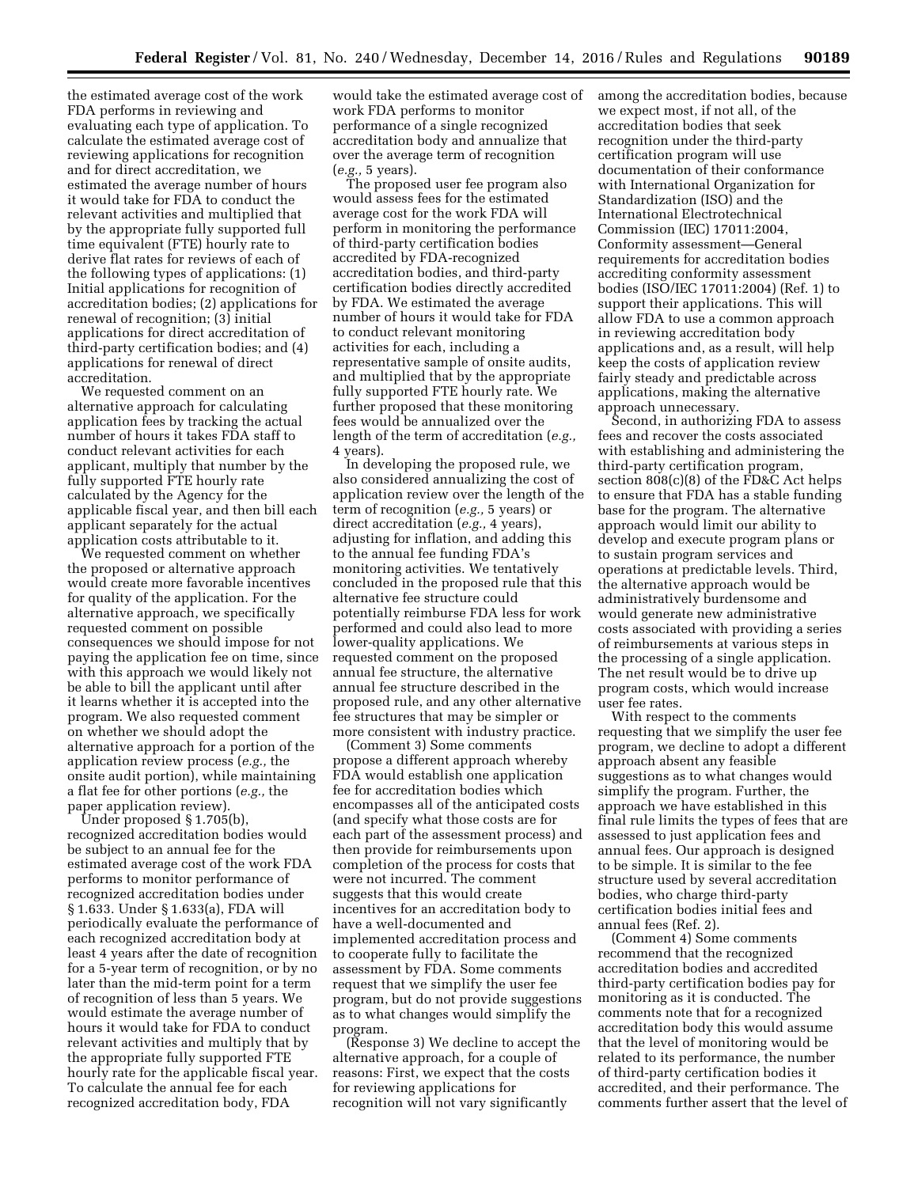the estimated average cost of the work FDA performs in reviewing and evaluating each type of application. To calculate the estimated average cost of reviewing applications for recognition and for direct accreditation, we estimated the average number of hours it would take for FDA to conduct the relevant activities and multiplied that by the appropriate fully supported full time equivalent (FTE) hourly rate to derive flat rates for reviews of each of the following types of applications: (1) Initial applications for recognition of accreditation bodies; (2) applications for renewal of recognition; (3) initial applications for direct accreditation of third-party certification bodies; and (4) applications for renewal of direct accreditation.

We requested comment on an alternative approach for calculating application fees by tracking the actual number of hours it takes FDA staff to conduct relevant activities for each applicant, multiply that number by the fully supported FTE hourly rate calculated by the Agency for the applicable fiscal year, and then bill each applicant separately for the actual application costs attributable to it.

We requested comment on whether the proposed or alternative approach would create more favorable incentives for quality of the application. For the alternative approach, we specifically requested comment on possible consequences we should impose for not paying the application fee on time, since with this approach we would likely not be able to bill the applicant until after it learns whether it is accepted into the program. We also requested comment on whether we should adopt the alternative approach for a portion of the application review process (*e.g.,* the onsite audit portion), while maintaining a flat fee for other portions (*e.g.,* the paper application review).

Under proposed § 1.705(b), recognized accreditation bodies would be subject to an annual fee for the estimated average cost of the work FDA performs to monitor performance of recognized accreditation bodies under § 1.633. Under § 1.633(a), FDA will periodically evaluate the performance of each recognized accreditation body at least 4 years after the date of recognition for a 5-year term of recognition, or by no later than the mid-term point for a term of recognition of less than 5 years. We would estimate the average number of hours it would take for FDA to conduct relevant activities and multiply that by the appropriate fully supported FTE hourly rate for the applicable fiscal year. To calculate the annual fee for each recognized accreditation body, FDA would take the estimated average cost of work FDA performs to monitor performance of a single recognized accreditation body and annualize that over the average term of recognition (*e.g.,* 5 years).

The proposed user fee program also would assess fees for the estimated average cost for the work FDA will perform in monitoring the performance of third-party certification bodies accredited by FDA-recognized accreditation bodies, and third-party certification bodies directly accredited by FDA. We estimated the average number of hours it would take for FDA to conduct relevant monitoring activities for each, including a representative sample of onsite audits, and multiplied that by the appropriate fully supported FTE hourly rate. We further proposed that these monitoring fees would be annualized over the length of the term of accreditation (*e.g.,* 4 years).

In developing the proposed rule, we also considered annualizing the cost of application review over the length of the term of recognition (*e.g.,* 5 years) or direct accreditation (*e.g.,* 4 years), adjusting for inflation, and adding this to the annual fee funding FDA's monitoring activities. We tentatively concluded in the proposed rule that this alternative fee structure could potentially reimburse FDA less for work performed and could also lead to more lower-quality applications. We requested comment on the proposed annual fee structure, the alternative annual fee structure described in the proposed rule, and any other alternative fee structures that may be simpler or more consistent with industry practice.

(Comment 3) Some comments propose a different approach whereby FDA would establish one application fee for accreditation bodies which encompasses all of the anticipated costs (and specify what those costs are for each part of the assessment process) and then provide for reimbursements upon completion of the process for costs that were not incurred. The comment suggests that this would create incentives for an accreditation body to have a well-documented and implemented accreditation process and to cooperate fully to facilitate the assessment by FDA. Some comments request that we simplify the user fee program, but do not provide suggestions as to what changes would simplify the program.

(Response 3) We decline to accept the alternative approach, for a couple of reasons: First, we expect that the costs for reviewing applications for recognition will not vary significantly among the accreditation bodies, because we expect most, if not all, of the accreditation bodies that seek recognition under the third-party certification program will use documentation of their conformance with International Organization for Standardization (ISO) and the International Electrotechnical Commission (IEC) 17011:2004, Conformity assessment—General requirements for accreditation bodies accrediting conformity assessment bodies (ISO/IEC 17011:2004) (Ref. 1) to support their applications. This will allow FDA to use a common approach in reviewing accreditation body applications and, as a result, will help keep the costs of application review fairly steady and predictable across applications, making the alternative approach unnecessary.

Second, in authorizing FDA to assess fees and recover the costs associated with establishing and administering the third-party certification program, section 808(c)(8) of the FD&C Act helps to ensure that FDA has a stable funding base for the program. The alternative approach would limit our ability to develop and execute program plans or to sustain program services and operations at predictable levels. Third, the alternative approach would be administratively burdensome and would generate new administrative costs associated with providing a series of reimbursements at various steps in the processing of a single application. The net result would be to drive up program costs, which would increase user fee rates.

With respect to the comments requesting that we simplify the user fee program, we decline to adopt a different approach absent any feasible suggestions as to what changes would simplify the program. Further, the approach we have established in this final rule limits the types of fees that are assessed to just application fees and annual fees. Our approach is designed to be simple. It is similar to the fee structure used by several accreditation bodies, who charge third-party certification bodies initial fees and annual fees (Ref. 2).

(Comment 4) Some comments recommend that the recognized accreditation bodies and accredited third-party certification bodies pay for monitoring as it is conducted. The comments note that for a recognized accreditation body this would assume that the level of monitoring would be related to its performance, the number of third-party certification bodies it accredited, and their performance. The comments further assert that the level of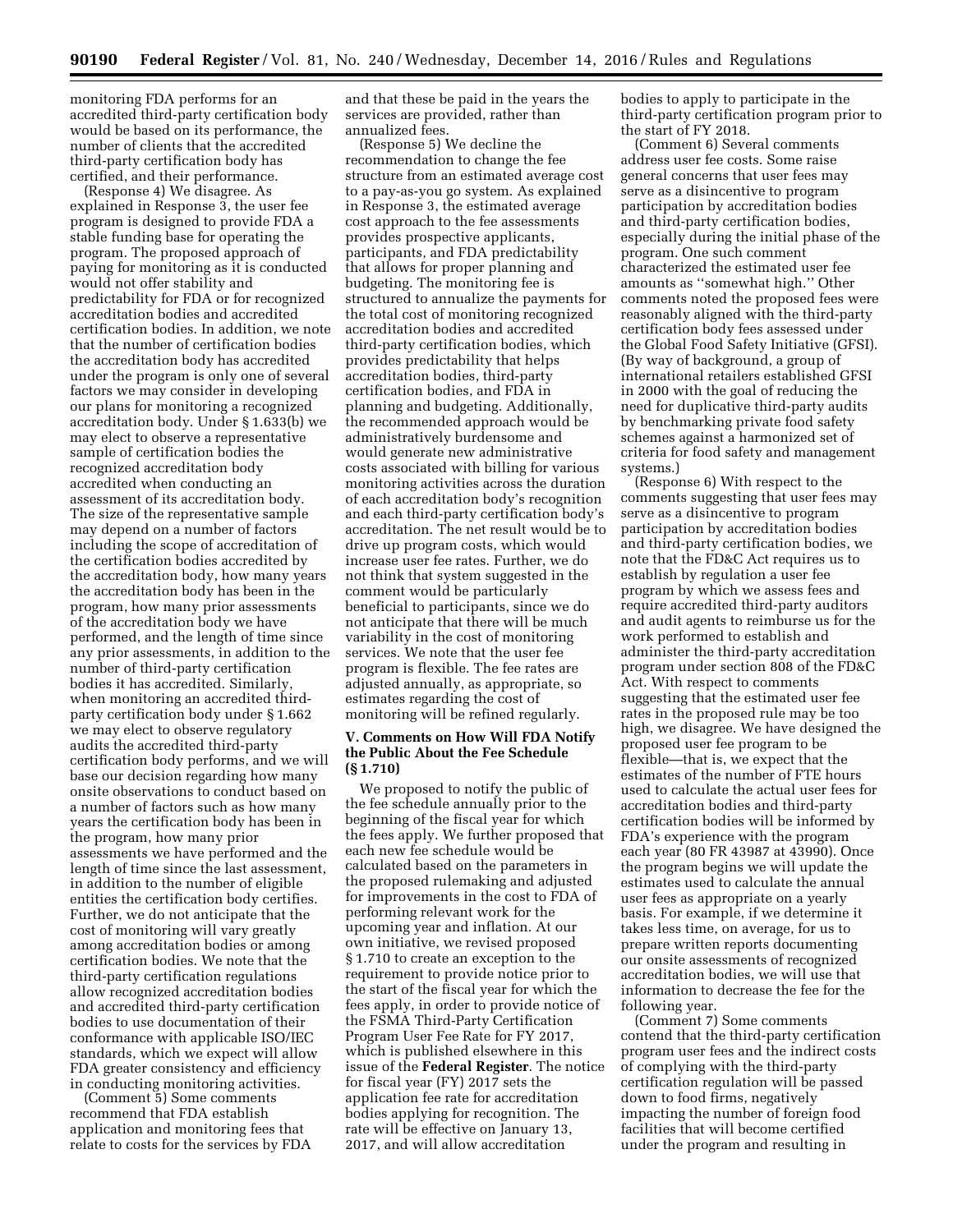monitoring FDA performs for an accredited third-party certification body would be based on its performance, the number of clients that the accredited third-party certification body has certified, and their performance.

(Response 4) We disagree. As explained in Response 3, the user fee program is designed to provide FDA a stable funding base for operating the program. The proposed approach of paying for monitoring as it is conducted would not offer stability and predictability for FDA or for recognized accreditation bodies and accredited certification bodies. In addition, we note that the number of certification bodies the accreditation body has accredited under the program is only one of several factors we may consider in developing our plans for monitoring a recognized accreditation body. Under § 1.633(b) we may elect to observe a representative sample of certification bodies the recognized accreditation body accredited when conducting an assessment of its accreditation body. The size of the representative sample may depend on a number of factors including the scope of accreditation of the certification bodies accredited by the accreditation body, how many years the accreditation body has been in the program, how many prior assessments of the accreditation body we have performed, and the length of time since any prior assessments, in addition to the number of third-party certification bodies it has accredited. Similarly, when monitoring an accredited third-party certification body under § 1.662 we may elect to observe regulatory audits the accredited third-party certification body performs, and we will base our decision regarding how many onsite observations to conduct based on a number of factors such as how many years the certification body has been in the program, how many prior assessments we have performed and the length of time since the last assessment, in addition to the number of eligible entities the certification body certifies. Further, we do not anticipate that the cost of monitoring will vary greatly among accreditation bodies or among certification bodies. We note that the third-party certification regulations allow recognized accreditation bodies and accredited third-party certification bodies to use documentation of their conformance with applicable ISO/IEC standards, which we expect will allow FDA greater consistency and efficiency in conducting monitoring activities.

(Comment 5) Some comments recommend that FDA establish application and monitoring fees that relate to costs for the services by FDA and that these be paid in the years the services are provided, rather than annualized fees.

(Response 5) We decline the recommendation to change the fee structure from an estimated average cost to a pay-as-you go system. As explained in Response 3, the estimated average cost approach to the fee assessments provides prospective applicants, participants, and FDA predictability that allows for proper planning and budgeting. The monitoring fee is structured to annualize the payments for the total cost of monitoring recognized accreditation bodies and accredited third-party certification bodies, which provides predictability that helps accreditation bodies, third-party certification bodies, and FDA in planning and budgeting. Additionally, the recommended approach would be administratively burdensome and would generate new administrative costs associated with billing for various monitoring activities across the duration of each accreditation body's recognition and each third-party certification body's accreditation. The net result would be to drive up program costs, which would increase user fee rates. Further, we do not think that system suggested in the comment would be particularly beneficial to participants, since we do not anticipate that there will be much variability in the cost of monitoring services. We note that the user fee program is flexible. The fee rates are adjusted annually, as appropriate, so estimates regarding the cost of monitoring will be refined regularly.

## V. Comments on How Will FDA Notify the Public About the Fee Schedule (§ 1.710)

We proposed to notify the public of the fee schedule annually prior to the beginning of the fiscal year for which the fees apply. We further proposed that each new fee schedule would be calculated based on the parameters in the proposed rulemaking and adjusted for improvements in the cost to FDA of performing relevant work for the upcoming year and inflation. At our own initiative, we revised proposed § 1.710 to create an exception to the requirement to provide notice prior to the start of the fiscal year for which the fees apply, in order to provide notice of the FSMA Third-Party Certification Program User Fee Rate for FY 2017, which is published elsewhere in this issue of the **Federal Register**. The notice for fiscal year (FY) 2017 sets the application fee rate for accreditation bodies applying for recognition. The rate will be effective on January 13, 2017, and will allow accreditation bodies to apply to participate in the third-party certification program prior to the start of FY 2018.

(Comment 6) Several comments address user fee costs. Some raise general concerns that user fees may serve as a disincentive to program participation by accreditation bodies and third-party certification bodies, especially during the initial phase of the program. One such comment characterized the estimated user fee amounts as "somewhat high." Other comments noted the proposed fees were reasonably aligned with the third-party certification body fees assessed under the Global Food Safety Initiative (GFSI). (By way of background, a group of international retailers established GFSI in 2000 with the goal of reducing the need for duplicative third-party audits by benchmarking private food safety schemes against a harmonized set of criteria for food safety and management systems.)

(Response 6) With respect to the comments suggesting that user fees may serve as a disincentive to program participation by accreditation bodies and third-party certification bodies, we note that the FD&C Act requires us to establish by regulation a user fee program by which we assess fees and require accredited third-party auditors and audit agents to reimburse us for the work performed to establish and administer the third-party accreditation program under section 808 of the FD&C Act. With respect to comments suggesting that the estimated user fee rates in the proposed rule may be too high, we disagree. We have designed the proposed user fee program to be flexible—that is, we expect that the estimates of the number of FTE hours used to calculate the actual user fees for accreditation bodies and third-party certification bodies will be informed by FDA's experience with the program each year (80 FR 43987 at 43990). Once the program begins we will update the estimates used to calculate the annual user fees as appropriate on a yearly basis. For example, if we determine it takes less time, on average, for us to prepare written reports documenting our onsite assessments of recognized accreditation bodies, we will use that information to decrease the fee for the following year.

(Comment 7) Some comments contend that the third-party certification program user fees and the indirect costs of complying with the third-party certification regulation will be passed down to food firms, negatively impacting the number of foreign food facilities that will become certified under the program and resulting in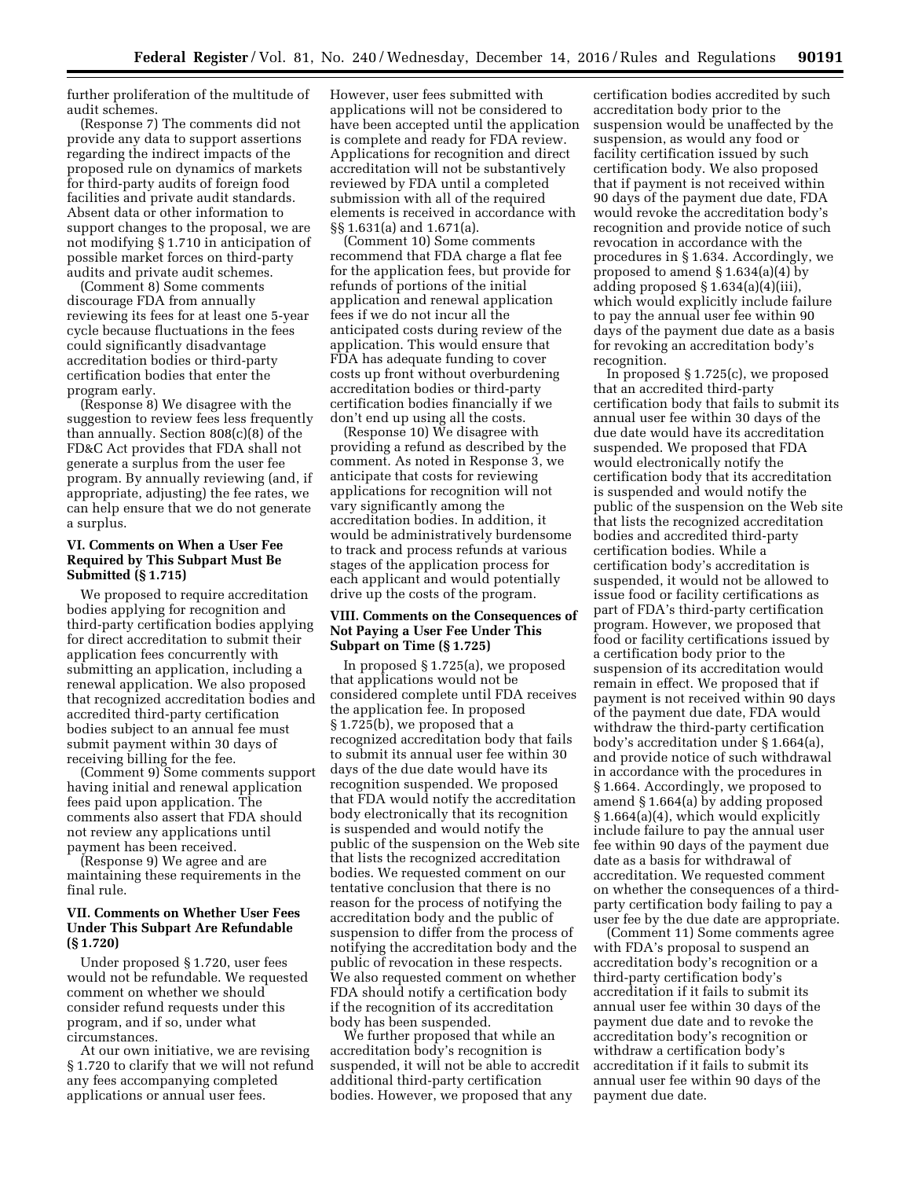further proliferation of the multitude of audit schemes.

(Response 7) The comments did not provide any data to support assertions regarding the indirect impacts of the proposed rule on dynamics of markets for third-party audits of foreign food facilities and private audit standards. Absent data or other information to support changes to the proposal, we are not modifying § 1.710 in anticipation of possible market forces on third-party audits and private audit schemes.

(Comment 8) Some comments discourage FDA from annually reviewing its fees for at least one 5-year cycle because fluctuations in the fees could significantly disadvantage accreditation bodies or third-party certification bodies that enter the program early.

(Response 8) We disagree with the suggestion to review fees less frequently than annually. Section 808(c)(8) of the FD&C Act provides that FDA shall not generate a surplus from the user fee program. By annually reviewing (and, if appropriate, adjusting) the fee rates, we can help ensure that we do not generate a surplus.

### VI. Comments on When a User Fee Required by This Subpart Must Be Submitted (§ 1.715)

We proposed to require accreditation bodies applying for recognition and third-party certification bodies applying for direct accreditation to submit their application fees concurrently with submitting an application, including a renewal application. We also proposed that recognized accreditation bodies and accredited third-party certification bodies subject to an annual fee must submit payment within 30 days of receiving billing for the fee.

(Comment 9) Some comments support having initial and renewal application fees paid upon application. The comments also assert that FDA should not review any applications until payment has been received.

(Response 9) We agree and are maintaining these requirements in the final rule.

### VII. Comments on Whether User Fees Under This Subpart Are Refundable (§ 1.720)

Under proposed § 1.720, user fees would not be refundable. We requested comment on whether we should consider refund requests under this program, and if so, under what circumstances.

At our own initiative, we are revising § 1.720 to clarify that we will not refund any fees accompanying completed applications or annual user fees. However, user fees submitted with applications will not be considered to have been accepted until the application is complete and ready for FDA review. Applications for recognition and direct accreditation will not be substantively reviewed by FDA until a completed submission with all of the required elements is received in accordance with §§ 1.631(a) and 1.671(a).

(Comment 10) Some comments recommend that FDA charge a flat fee for the application fees, but provide for refunds of portions of the initial application and renewal application fees if we do not incur all the anticipated costs during review of the application. This would ensure that FDA has adequate funding to cover costs up front without overburdening accreditation bodies or third-party certification bodies financially if we don't end up using all the costs.

(Response 10) We disagree with providing a refund as described by the comment. As noted in Response 3, we anticipate that costs for reviewing applications for recognition will not vary significantly among the accreditation bodies. In addition, it would be administratively burdensome to track and process refunds at various stages of the application process for each applicant and would potentially drive up the costs of the program.

### VIII. Comments on the Consequences of Not Paying a User Fee Under This Subpart on Time (§ 1.725)

In proposed § 1.725(a), we proposed that applications would not be considered complete until FDA receives the application fee. In proposed § 1.725(b), we proposed that a recognized accreditation body that fails to submit its annual user fee within 30 days of the due date would have its recognition suspended. We proposed that FDA would notify the accreditation body electronically that its recognition is suspended and would notify the public of the suspension on the Web site that lists the recognized accreditation bodies. We requested comment on our tentative conclusion that there is no reason for the process of notifying the accreditation body and the public of suspension to differ from the process of notifying the accreditation body and the public of revocation in these respects. We also requested comment on whether FDA should notify a certification body if the recognition of its accreditation body has been suspended.

We further proposed that while an accreditation body's recognition is suspended, it will not be able to accredit additional third-party certification bodies. However, we proposed that any certification bodies accredited by such accreditation body prior to the suspension would be unaffected by the suspension, as would any food or facility certification issued by such certification body. We also proposed that if payment is not received within 90 days of the payment due date, FDA would revoke the accreditation body's recognition and provide notice of such revocation in accordance with the procedures in § 1.634. Accordingly, we proposed to amend § 1.634(a)(4) by adding proposed § 1.634(a)(4)(iii), which would explicitly include failure to pay the annual user fee within 90 days of the payment due date as a basis for revoking an accreditation body's recognition.

In proposed § 1.725(c), we proposed that an accredited third-party certification body that fails to submit its annual user fee within 30 days of the due date would have its accreditation suspended. We proposed that FDA would electronically notify the certification body that its accreditation is suspended and would notify the public of the suspension on the Web site that lists the recognized accreditation bodies and accredited third-party certification bodies. While a certification body's accreditation is suspended, it would not be allowed to issue food or facility certifications as part of FDA's third-party certification program. However, we proposed that food or facility certifications issued by a certification body prior to the suspension of its accreditation would remain in effect. We proposed that if payment is not received within 90 days of the payment due date, FDA would withdraw the third-party certification body's accreditation under § 1.664(a), and provide notice of such withdrawal in accordance with the procedures in § 1.664. Accordingly, we proposed to amend § 1.664(a) by adding proposed § 1.664(a)(4), which would explicitly include failure to pay the annual user fee within 90 days of the payment due date as a basis for withdrawal of accreditation. We requested comment on whether the consequences of a third-party certification body failing to pay a user fee by the due date are appropriate.

(Comment 11) Some comments agree with FDA's proposal to suspend an accreditation body's recognition or a third-party certification body's accreditation if it fails to submit its annual user fee within 30 days of the payment due date and to revoke the accreditation body's recognition or withdraw a certification body's accreditation if it fails to submit its annual user fee within 90 days of the payment due date.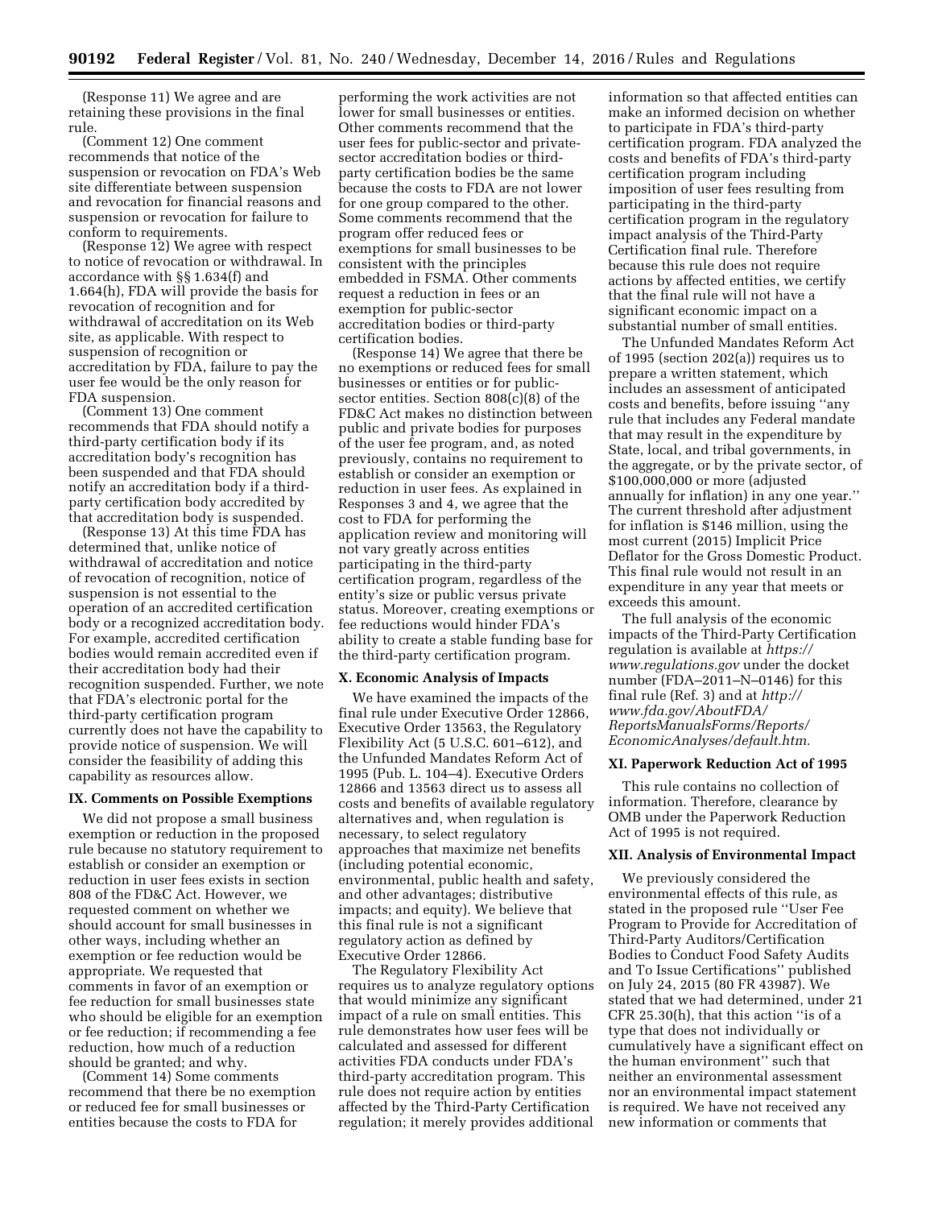(Response 11) We agree and are retaining these provisions in the final rule.

(Comment 12) One comment recommends that notice of the suspension or revocation on FDA's Web site differentiate between suspension and revocation for financial reasons and suspension or revocation for failure to conform to requirements.

(Response 12) We agree with respect to notice of revocation or withdrawal. In accordance with §§ 1.634(f) and 1.664(h), FDA will provide the basis for revocation of recognition and for withdrawal of accreditation on its Web site, as applicable. With respect to suspension of recognition or accreditation by FDA, failure to pay the user fee would be the only reason for FDA suspension.

(Comment 13) One comment recommends that FDA should notify a third-party certification body if its accreditation body's recognition has been suspended and that FDA should notify an accreditation body if a third-party certification body accredited by that accreditation body is suspended.

(Response 13) At this time FDA has determined that, unlike notice of withdrawal of accreditation and notice of revocation of recognition, notice of suspension is not essential to the operation of an accredited certification body or a recognized accreditation body. For example, accredited certification bodies would remain accredited even if their accreditation body had their recognition suspended. Further, we note that FDA's electronic portal for the third-party certification program currently does not have the capability to provide notice of suspension. We will consider the feasibility of adding this capability as resources allow.

## IX. Comments on Possible Exemptions

We did not propose a small business exemption or reduction in the proposed rule because no statutory requirement to establish or consider an exemption or reduction in user fees exists in section 808 of the FD&C Act. However, we requested comment on whether we should account for small businesses in other ways, including whether an exemption or fee reduction would be appropriate. We requested that comments in favor of an exemption or fee reduction for small businesses state who should be eligible for an exemption or fee reduction; if recommending a fee reduction, how much of a reduction should be granted; and why.

(Comment 14) Some comments recommend that there be no exemption or reduced fee for small businesses or entities because the costs to FDA for performing the work activities are not lower for small businesses or entities. Other comments recommend that the user fees for public-sector and private-sector accreditation bodies or third-party certification bodies be the same because the costs to FDA are not lower for one group compared to the other. Some comments recommend that the program offer reduced fees or exemptions for small businesses to be consistent with the principles embedded in FSMA. Other comments request a reduction in fees or an exemption for public-sector accreditation bodies or third-party certification bodies.

(Response 14) We agree that there be no exemptions or reduced fees for small businesses or entities or for public-sector entities. Section 808(c)(8) of the FD&C Act makes no distinction between public and private bodies for purposes of the user fee program, and, as noted previously, contains no requirement to establish or consider an exemption or reduction in user fees. As explained in Responses 3 and 4, we agree that the cost to FDA for performing the application review and monitoring will not vary greatly across entities participating in the third-party certification program, regardless of the entity's size or public versus private status. Moreover, creating exemptions or fee reductions would hinder FDA's ability to create a stable funding base for the third-party certification program.

## X. Economic Analysis of Impacts

We have examined the impacts of the final rule under Executive Order 12866, Executive Order 13563, the Regulatory Flexibility Act (5 U.S.C. 601–612), and the Unfunded Mandates Reform Act of 1995 (Pub. L. 104–4). Executive Orders 12866 and 13563 direct us to assess all costs and benefits of available regulatory alternatives and, when regulation is necessary, to select regulatory approaches that maximize net benefits (including potential economic, environmental, public health and safety, and other advantages; distributive impacts; and equity). We believe that this final rule is not a significant regulatory action as defined by Executive Order 12866.

The Regulatory Flexibility Act requires us to analyze regulatory options that would minimize any significant impact of a rule on small entities. This rule demonstrates how user fees will be calculated and assessed for different activities FDA conducts under FDA's third-party accreditation program. This rule does not require action by entities affected by the Third-Party Certification regulation; it merely provides additional information so that affected entities can make an informed decision on whether to participate in FDA's third-party certification program. FDA analyzed the costs and benefits of FDA's third-party certification program including imposition of user fees resulting from participating in the third-party certification program in the regulatory impact analysis of the Third-Party Certification final rule. Therefore because this rule does not require actions by affected entities, we certify that the final rule will not have a significant economic impact on a substantial number of small entities.

The Unfunded Mandates Reform Act of 1995 (section 202(a)) requires us to prepare a written statement, which includes an assessment of anticipated costs and benefits, before issuing "any rule that includes any Federal mandate that may result in the expenditure by State, local, and tribal governments, in the aggregate, or by the private sector, of $100,000,000 or more (adjusted annually for inflation) in any one year." The current threshold after adjustment for inflation is $146 million, using the most current (2015) Implicit Price Deflator for the Gross Domestic Product. This final rule would not result in an expenditure in any year that meets or exceeds this amount.

The full analysis of the economic impacts of the Third-Party Certification regulation is available at *https://www.regulations.gov* under the docket number (FDA–2011–N–0146) for this final rule (Ref. 3) and at *http://www.fda.gov/AboutFDA/ReportsManualsForms/Reports/EconomicAnalyses/default.htm.*

## XI. Paperwork Reduction Act of 1995

This rule contains no collection of information. Therefore, clearance by OMB under the Paperwork Reduction Act of 1995 is not required.

## XII. Analysis of Environmental Impact

We previously considered the environmental effects of this rule, as stated in the proposed rule "User Fee Program to Provide for Accreditation of Third-Party Auditors/Certification Bodies to Conduct Food Safety Audits and To Issue Certifications" published on July 24, 2015 (80 FR 43987). We stated that we had determined, under 21 CFR 25.30(h), that this action "is of a type that does not individually or cumulatively have a significant effect on the human environment" such that neither an environmental assessment nor an environmental impact statement is required. We have not received any new information or comments that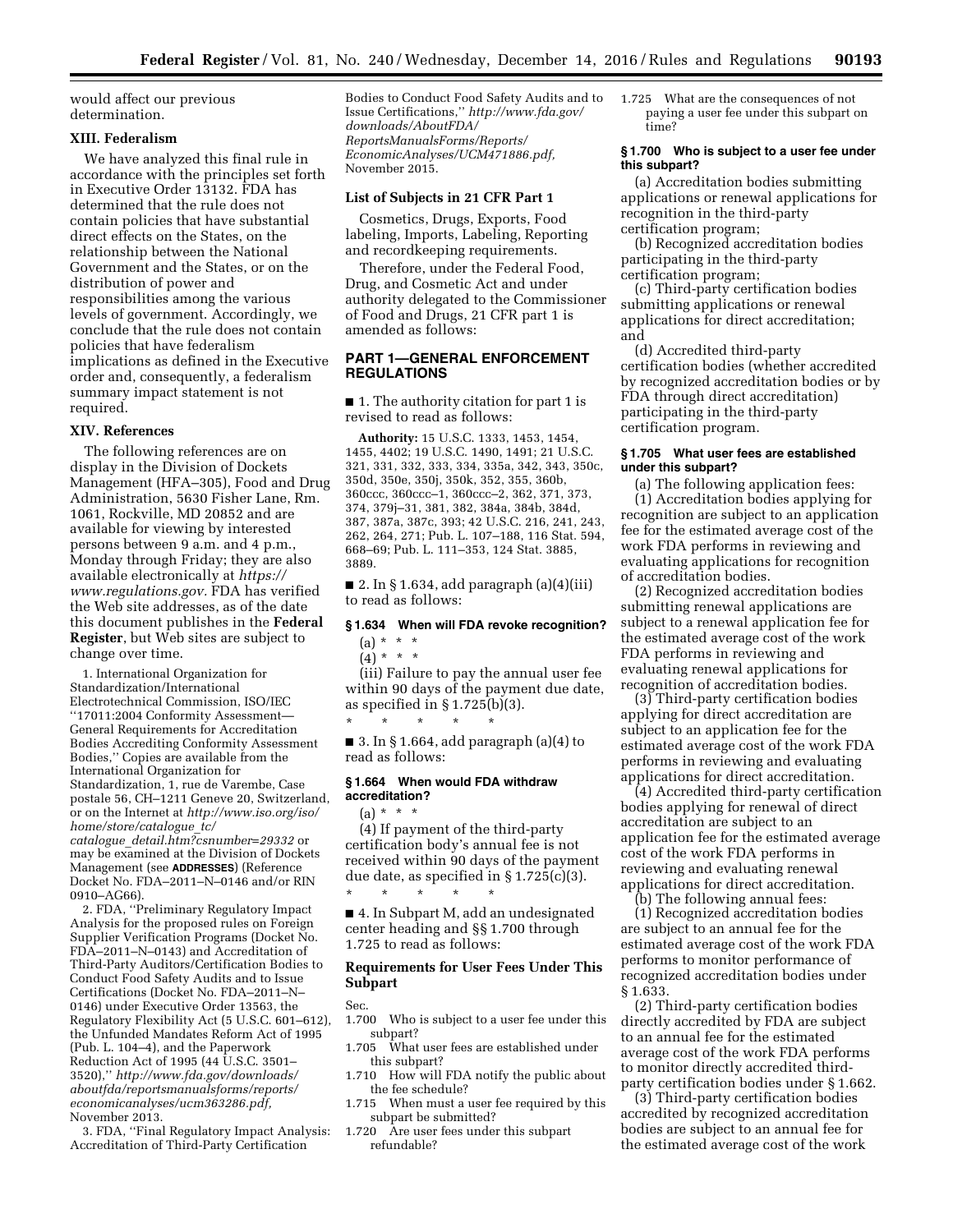would affect our previous determination.

## XIII. Federalism

We have analyzed this final rule in accordance with the principles set forth in Executive Order 13132. FDA has determined that the rule does not contain policies that have substantial direct effects on the States, on the relationship between the National Government and the States, or on the distribution of power and responsibilities among the various levels of government. Accordingly, we conclude that the rule does not contain policies that have federalism implications as defined in the Executive order and, consequently, a federalism summary impact statement is not required.

## XIV. References

The following references are on display in the Division of Dockets Management (HFA–305), Food and Drug Administration, 5630 Fisher Lane, Rm. 1061, Rockville, MD 20852 and are available for viewing by interested persons between 9 a.m. and 4 p.m., Monday through Friday; they are also available electronically at *https://www.regulations.gov.* FDA has verified the Web site addresses, as of the date this document publishes in the **Federal Register**, but Web sites are subject to change over time.

1. International Organization for Standardization/International Electrotechnical Commission, ISO/IEC ''17011:2004 Conformity Assessment—General Requirements for Accreditation Bodies Accrediting Conformity Assessment Bodies,'' Copies are available from the International Organization for Standardization, 1, rue de Varembe, Case postale 56, CH–1211 Geneve 20, Switzerland, or on the Internet at *http://www.iso.org/iso/home/store/catalogue_tc/catalogue_detail.htm?csnumber=29332* or may be examined at the Division of Dockets Management (see **ADDRESSES**) (Reference Docket No. FDA–2011–N–0146 and/or RIN 0910–AG66).

2. FDA, ''Preliminary Regulatory Impact Analysis for the proposed rules on Foreign Supplier Verification Programs (Docket No. FDA–2011–N–0143) and Accreditation of Third-Party Auditors/Certification Bodies to Conduct Food Safety Audits and to Issue Certifications (Docket No. FDA–2011–N–0146) under Executive Order 13563, the Regulatory Flexibility Act (5 U.S.C. 601–612), the Unfunded Mandates Reform Act of 1995 (Pub. L. 104–4), and the Paperwork Reduction Act of 1995 (44 U.S.C. 3501–3520),'' *http://www.fda.gov/downloads/aboutfda/reportsmanualsforms/reports/economicanalyses/ucm363286.pdf,* November 2013.

3. FDA, ''Final Regulatory Impact Analysis: Accreditation of Third-Party Certification Bodies to Conduct Food Safety Audits and to Issue Certifications,'' *http://www.fda.gov/downloads/AboutFDA/ReportsManualsForms/Reports/EconomicAnalyses/UCM471886.pdf,* November 2015.

### List of Subjects in 21 CFR Part 1

Cosmetics, Drugs, Exports, Food labeling, Imports, Labeling, Reporting and recordkeeping requirements.

Therefore, under the Federal Food, Drug, and Cosmetic Act and under authority delegated to the Commissioner of Food and Drugs, 21 CFR part 1 is amended as follows:

## PART 1—GENERAL ENFORCEMENT REGULATIONS

■ 1. The authority citation for part 1 is revised to read as follows:

**Authority:** 15 U.S.C. 1333, 1453, 1454, 1455, 4402; 19 U.S.C. 1490, 1491; 21 U.S.C. 321, 331, 332, 333, 334, 335a, 342, 343, 350c, 350d, 350e, 350j, 350k, 352, 355, 360b, 360ccc, 360ccc–1, 360ccc–2, 362, 371, 373, 374, 379j–31, 381, 382, 384a, 384b, 384d, 387, 387a, 387c, 393; 42 U.S.C. 216, 241, 243, 262, 264, 271; Pub. L. 107–188, 116 Stat. 594, 668–69; Pub. L. 111–353, 124 Stat. 3885, 3889.

■ 2. In § 1.634, add paragraph (a)(4)(iii) to read as follows:

### § 1.634 When will FDA revoke recognition?

(a) * * *

(4) * * *

(iii) Failure to pay the annual user fee within 90 days of the payment due date, as specified in § 1.725(b)(3).

\* \* \* \* \*

■ 3. In § 1.664, add paragraph (a)(4) to read as follows:

### § 1.664 When would FDA withdraw accreditation?

(a) * * *

(4) If payment of the third-party certification body's annual fee is not received within 90 days of the payment due date, as specified in § 1.725(c)(3).

\* \* \* \* \*

■ 4. In Subpart M, add an undesignated center heading and §§ 1.700 through 1.725 to read as follows:

### Requirements for User Fees Under This Subpart

Sec.
1.700 Who is subject to a user fee under this subpart?
1.705 What user fees are established under this subpart?
1.710 How will FDA notify the public about the fee schedule?
1.715 When must a user fee required by this subpart be submitted?
1.720 Are user fees under this subpart refundable?
1.725 What are the consequences of not paying a user fee under this subpart on time?

### § 1.700 Who is subject to a user fee under this subpart?

(a) Accreditation bodies submitting applications or renewal applications for recognition in the third-party certification program;

(b) Recognized accreditation bodies participating in the third-party certification program;

(c) Third-party certification bodies submitting applications or renewal applications for direct accreditation; and

(d) Accredited third-party certification bodies (whether accredited by recognized accreditation bodies or by FDA through direct accreditation) participating in the third-party certification program.

### § 1.705 What user fees are established under this subpart?

(a) The following application fees:

(1) Accreditation bodies applying for recognition are subject to an application fee for the estimated average cost of the work FDA performs in reviewing and evaluating applications for recognition of accreditation bodies.

(2) Recognized accreditation bodies submitting renewal applications are subject to a renewal application fee for the estimated average cost of the work FDA performs in reviewing and evaluating renewal applications for recognition of accreditation bodies.

(3) Third-party certification bodies applying for direct accreditation are subject to an application fee for the estimated average cost of the work FDA performs in reviewing and evaluating applications for direct accreditation.

(4) Accredited third-party certification bodies applying for renewal of direct accreditation are subject to an application fee for the estimated average cost of the work FDA performs in reviewing and evaluating renewal applications for direct accreditation.

(b) The following annual fees:

(1) Recognized accreditation bodies are subject to an annual fee for the estimated average cost of the work FDA performs to monitor performance of recognized accreditation bodies under § 1.633.

(2) Third-party certification bodies directly accredited by FDA are subject to an annual fee for the estimated average cost of the work FDA performs to monitor directly accredited third-party certification bodies under § 1.662.

(3) Third-party certification bodies accredited by recognized accreditation bodies are subject to an annual fee for the estimated average cost of the work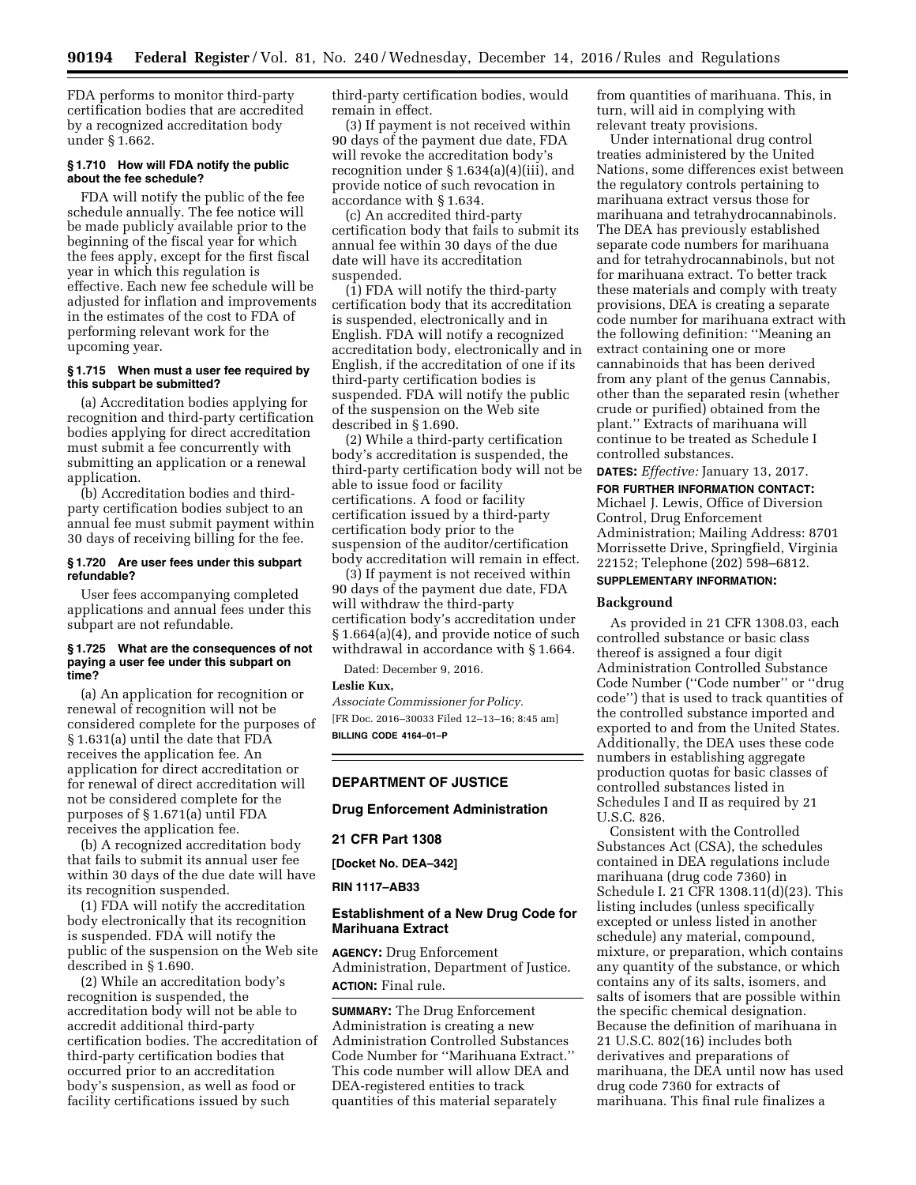FDA performs to monitor third-party certification bodies that are accredited by a recognized accreditation body under § 1.662.

#### § 1.710 How will FDA notify the public about the fee schedule?

FDA will notify the public of the fee schedule annually. The fee notice will be made publicly available prior to the beginning of the fiscal year for which the fees apply, except for the first fiscal year in which this regulation is effective. Each new fee schedule will be adjusted for inflation and improvements in the estimates of the cost to FDA of performing relevant work for the upcoming year.

#### § 1.715 When must a user fee required by this subpart be submitted?

(a) Accreditation bodies applying for recognition and third-party certification bodies applying for direct accreditation must submit a fee concurrently with submitting an application or a renewal application.

(b) Accreditation bodies and third-party certification bodies subject to an annual fee must submit payment within 30 days of receiving billing for the fee.

#### § 1.720 Are user fees under this subpart refundable?

User fees accompanying completed applications and annual fees under this subpart are not refundable.

#### § 1.725 What are the consequences of not paying a user fee under this subpart on time?

(a) An application for recognition or renewal of recognition will not be considered complete for the purposes of § 1.631(a) until the date that FDA receives the application fee. An application for direct accreditation or for renewal of direct accreditation will not be considered complete for the purposes of § 1.671(a) until FDA receives the application fee.

(b) A recognized accreditation body that fails to submit its annual user fee within 30 days of the due date will have its recognition suspended.

(1) FDA will notify the accreditation body electronically that its recognition is suspended. FDA will notify the public of the suspension on the Web site described in § 1.690.

(2) While an accreditation body's recognition is suspended, the accreditation body will not be able to accredit additional third-party certification bodies. The accreditation of third-party certification bodies that occurred prior to an accreditation body's suspension, as well as food or facility certifications issued by such third-party certification bodies, would remain in effect.

(3) If payment is not received within 90 days of the payment due date, FDA will revoke the accreditation body's recognition under § 1.634(a)(4)(iii), and provide notice of such revocation in accordance with § 1.634.

(c) An accredited third-party certification body that fails to submit its annual fee within 30 days of the due date will have its accreditation suspended.

(1) FDA will notify the third-party certification body that its accreditation is suspended, electronically and in English. FDA will notify a recognized accreditation body, electronically and in English, if the accreditation of one if its third-party certification bodies is suspended. FDA will notify the public of the suspension on the Web site described in § 1.690.

(2) While a third-party certification body's accreditation is suspended, the third-party certification body will not be able to issue food or facility certifications. A food or facility certification issued by a third-party certification body prior to the suspension of the auditor/certification body accreditation will remain in effect.

(3) If payment is not received within 90 days of the payment due date, FDA will withdraw the third-party certification body's accreditation under § 1.664(a)(4), and provide notice of such withdrawal in accordance with § 1.664.

Dated: December 9, 2016.

**Leslie Kux,**

*Associate Commissioner for Policy.*

[FR Doc. 2016–30033 Filed 12–13–16; 8:45 am]

**BILLING CODE 4164–01–P**

---

## DEPARTMENT OF JUSTICE

### Drug Enforcement Administration

### 21 CFR Part 1308

**[Docket No. DEA–342]**

**RIN 1117–AB33**

### Establishment of a New Drug Code for Marihuana Extract

**AGENCY:** Drug Enforcement Administration, Department of Justice.

**ACTION:** Final rule.

**SUMMARY:** The Drug Enforcement Administration is creating a new Administration Controlled Substances Code Number for "Marihuana Extract." This code number will allow DEA and DEA-registered entities to track quantities of this material separately from quantities of marihuana. This, in turn, will aid in complying with relevant treaty provisions.

Under international drug control treaties administered by the United Nations, some differences exist between the regulatory controls pertaining to marihuana extract versus those for marihuana and tetrahydrocannabinols. The DEA has previously established separate code numbers for marihuana and for tetrahydrocannabinols, but not for marihuana extract. To better track these materials and comply with treaty provisions, DEA is creating a separate code number for marihuana extract with the following definition: "Meaning an extract containing one or more cannabinoids that has been derived from any plant of the genus Cannabis, other than the separated resin (whether crude or purified) obtained from the plant." Extracts of marihuana will continue to be treated as Schedule I controlled substances.

**DATES:** *Effective:* January 13, 2017.

**FOR FURTHER INFORMATION CONTACT:** Michael J. Lewis, Office of Diversion Control, Drug Enforcement Administration; Mailing Address: 8701 Morrissette Drive, Springfield, Virginia 22152; Telephone (202) 598–6812.

**SUPPLEMENTARY INFORMATION:**

#### Background

As provided in 21 CFR 1308.03, each controlled substance or basic class thereof is assigned a four digit Administration Controlled Substance Code Number ("Code number" or "drug code") that is used to track quantities of the controlled substance imported and exported to and from the United States. Additionally, the DEA uses these code numbers in establishing aggregate production quotas for basic classes of controlled substances listed in Schedules I and II as required by 21 U.S.C. 826.

Consistent with the Controlled Substances Act (CSA), the schedules contained in DEA regulations include marihuana (drug code 7360) in Schedule I. 21 CFR 1308.11(d)(23). This listing includes (unless specifically excepted or unless listed in another schedule) any material, compound, mixture, or preparation, which contains any quantity of the substance, or which contains any of its salts, isomers, and salts of isomers that are possible within the specific chemical designation. Because the definition of marihuana in 21 U.S.C. 802(16) includes both derivatives and preparations of marihuana, the DEA until now has used drug code 7360 for extracts of marihuana. This final rule finalizes a